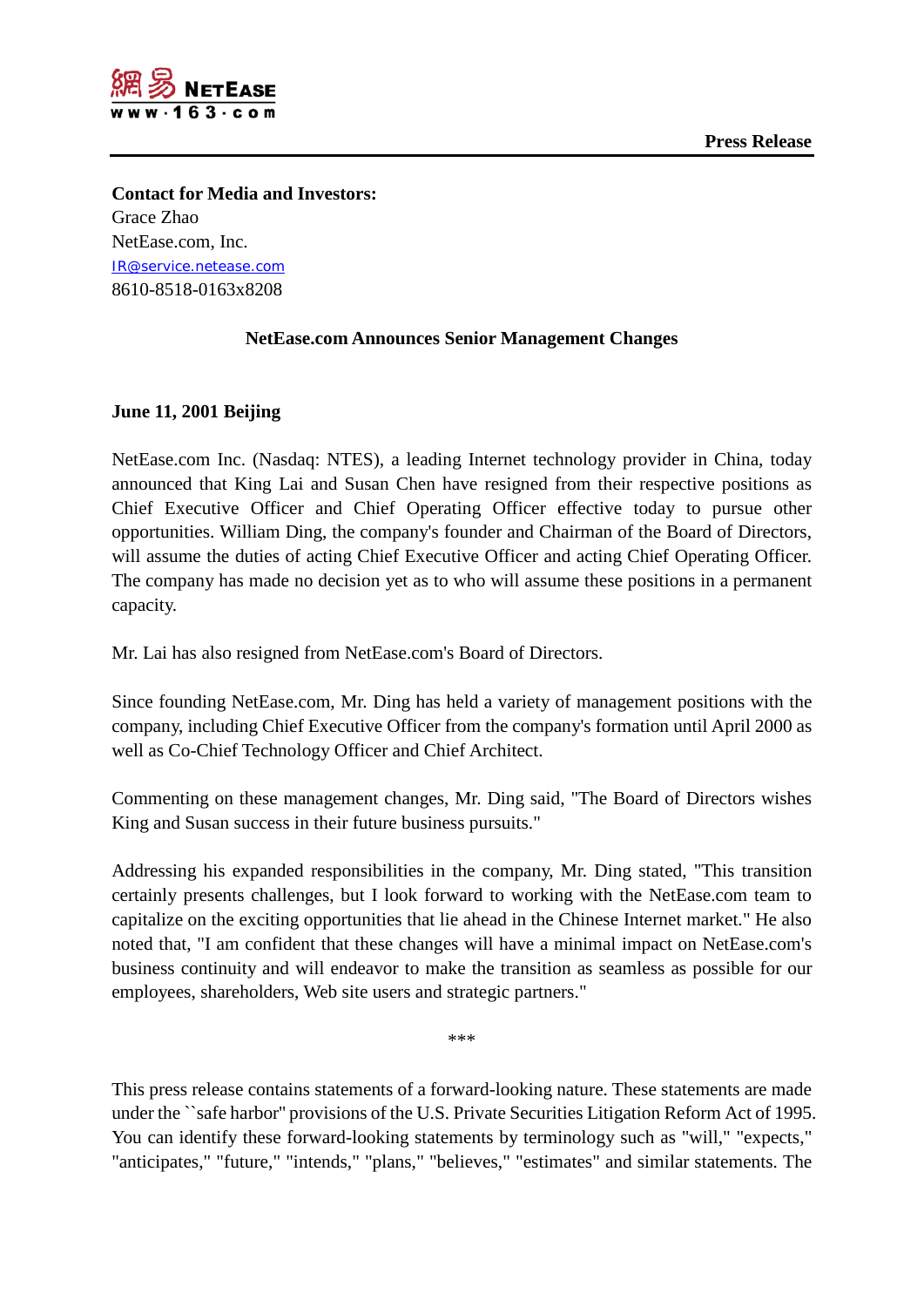網易 NETEASE
www·163·com

**Press Release**

---

**Contact for Media and Investors:**
Grace Zhao
NetEase.com, Inc.
IR@service.netease.com
8610-8518-0163x8208

**NetEase.com Announces Senior Management Changes**

**June 11, 2001 Beijing**

NetEase.com Inc. (Nasdaq: NTES), a leading Internet technology provider in China, today announced that King Lai and Susan Chen have resigned from their respective positions as Chief Executive Officer and Chief Operating Officer effective today to pursue other opportunities. William Ding, the company's founder and Chairman of the Board of Directors, will assume the duties of acting Chief Executive Officer and acting Chief Operating Officer. The company has made no decision yet as to who will assume these positions in a permanent capacity.

Mr. Lai has also resigned from NetEase.com's Board of Directors.

Since founding NetEase.com, Mr. Ding has held a variety of management positions with the company, including Chief Executive Officer from the company's formation until April 2000 as well as Co-Chief Technology Officer and Chief Architect.

Commenting on these management changes, Mr. Ding said, "The Board of Directors wishes King and Susan success in their future business pursuits."

Addressing his expanded responsibilities in the company, Mr. Ding stated, "This transition certainly presents challenges, but I look forward to working with the NetEase.com team to capitalize on the exciting opportunities that lie ahead in the Chinese Internet market." He also noted that, "I am confident that these changes will have a minimal impact on NetEase.com's business continuity and will endeavor to make the transition as seamless as possible for our employees, shareholders, Web site users and strategic partners."

***

This press release contains statements of a forward-looking nature. These statements are made under the ``safe harbor" provisions of the U.S. Private Securities Litigation Reform Act of 1995. You can identify these forward-looking statements by terminology such as "will," "expects," "anticipates," "future," "intends," "plans," "believes," "estimates" and similar statements. The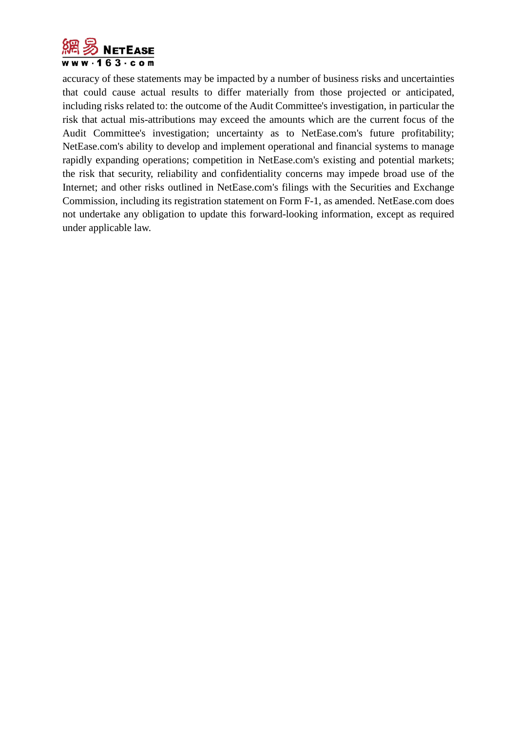accuracy of these statements may be impacted by a number of business risks and uncertainties that could cause actual results to differ materially from those projected or anticipated, including risks related to: the outcome of the Audit Committee's investigation, in particular the risk that actual mis-attributions may exceed the amounts which are the current focus of the Audit Committee's investigation; uncertainty as to NetEase.com's future profitability; NetEase.com's ability to develop and implement operational and financial systems to manage rapidly expanding operations; competition in NetEase.com's existing and potential markets; the risk that security, reliability and confidentiality concerns may impede broad use of the Internet; and other risks outlined in NetEase.com's filings with the Securities and Exchange Commission, including its registration statement on Form F-1, as amended. NetEase.com does not undertake any obligation to update this forward-looking information, except as required under applicable law.